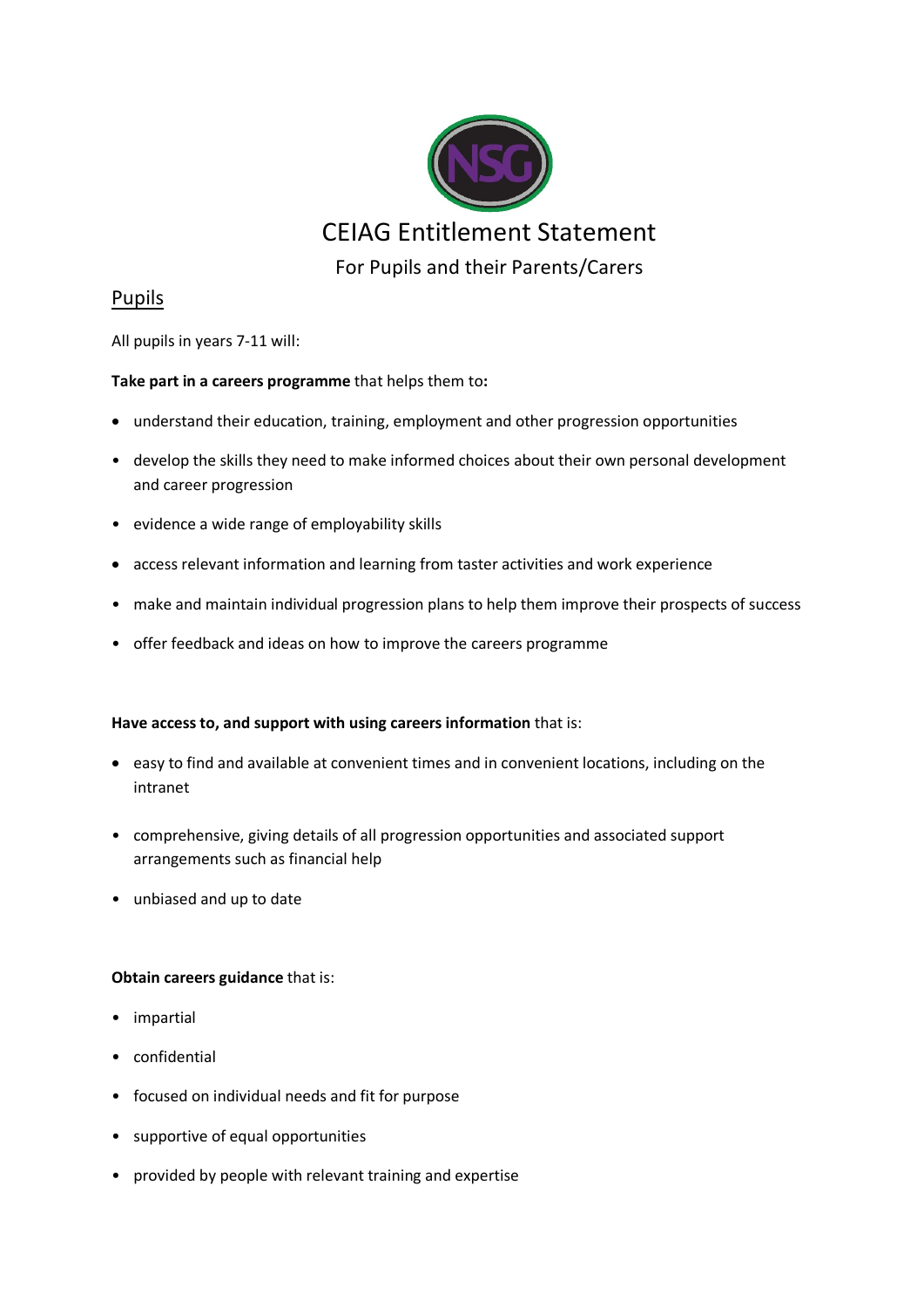# CEIAG Entitlement Statement

## For Pupils and their Parents/Carers

## Pupils

All pupils in years 7-11 will:

**Take part in a careers programme** that helps them to**:**

- understand their education, training, employment and other progression opportunities
- develop the skills they need to make informed choices about their own personal development and career progression
- evidence a wide range of employability skills
- access relevant information and learning from taster activities and work experience
- make and maintain individual progression plans to help them improve their prospects of success
- offer feedback and ideas on how to improve the careers programme

**Have access to, and support with using careers information** that is:

- easy to find and available at convenient times and in convenient locations, including on the intranet
- comprehensive, giving details of all progression opportunities and associated support arrangements such as financial help
- unbiased and up to date

**Obtain careers guidance** that is:

- impartial
- confidential
- focused on individual needs and fit for purpose
- supportive of equal opportunities
- provided by people with relevant training and expertise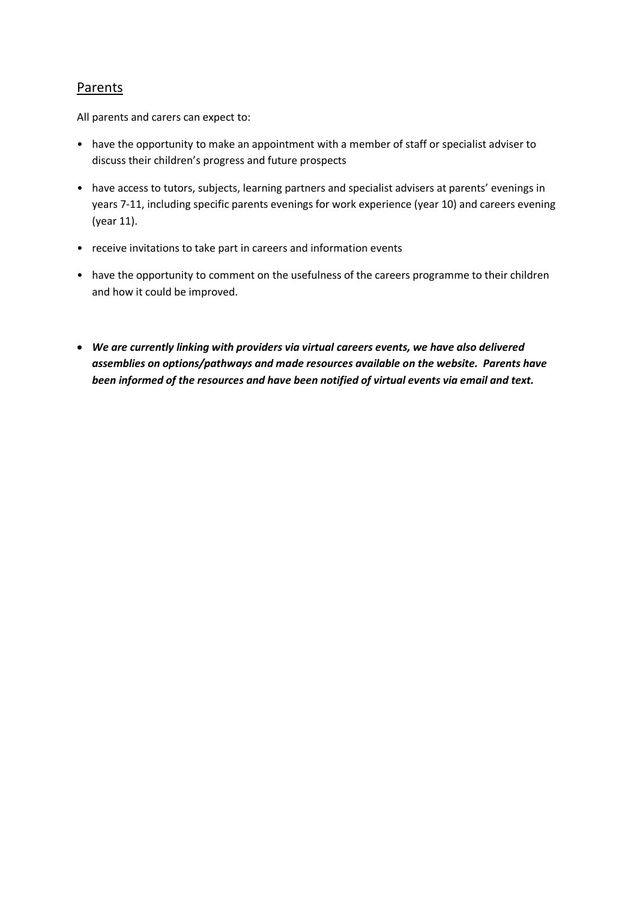## Parents

All parents and carers can expect to:

- have the opportunity to make an appointment with a member of staff or specialist adviser to discuss their children's progress and future prospects
- have access to tutors, subjects, learning partners and specialist advisers at parents' evenings in years 7-11, including specific parents evenings for work experience (year 10) and careers evening (year 11).
- receive invitations to take part in careers and information events
- have the opportunity to comment on the usefulness of the careers programme to their children and how it could be improved.

- ***We are currently linking with providers via virtual careers events, we have also delivered assemblies on options/pathways and made resources available on the website. Parents have been informed of the resources and have been notified of virtual events via email and text.***